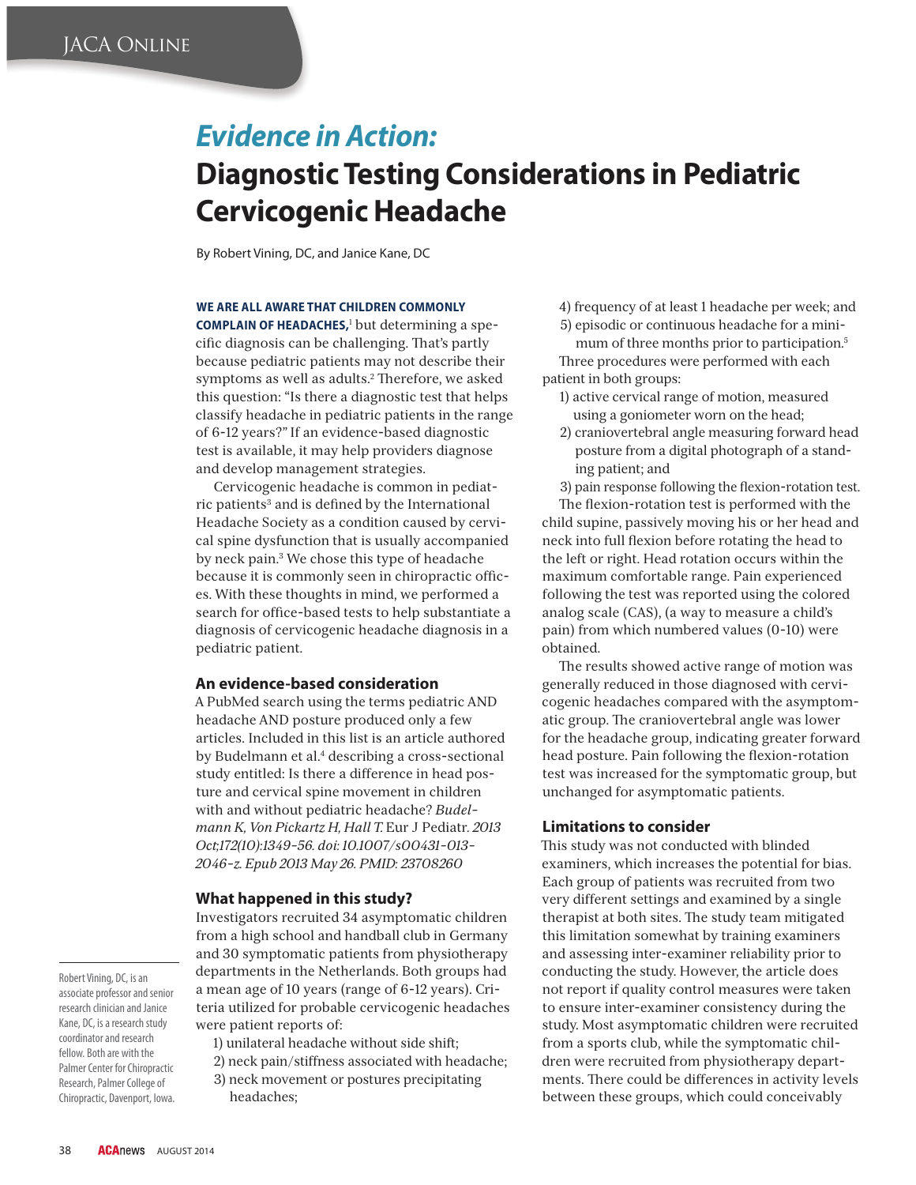# *Evidence in Action:* Diagnostic Testing Considerations in Pediatric Cervicogenic Headache

By Robert Vining, DC, and Janice Kane, DC

**WE ARE ALL AWARE THAT CHILDREN COMMONLY COMPLAIN OF HEADACHES,**[1] but determining a specific diagnosis can be challenging. That's partly because pediatric patients may not describe their symptoms as well as adults.[2] Therefore, we asked this question: "Is there a diagnostic test that helps classify headache in pediatric patients in the range of 6-12 years?" If an evidence-based diagnostic test is available, it may help providers diagnose and develop management strategies.

Cervicogenic headache is common in pediatric patients[3] and is defined by the International Headache Society as a condition caused by cervical spine dysfunction that is usually accompanied by neck pain.[3] We chose this type of headache because it is commonly seen in chiropractic offices. With these thoughts in mind, we performed a search for office-based tests to help substantiate a diagnosis of cervicogenic headache diagnosis in a pediatric patient.

## An evidence-based consideration

A PubMed search using the terms pediatric AND headache AND posture produced only a few articles. Included in this list is an article authored by Budelmann et al.[4] describing a cross-sectional study entitled: Is there a difference in head posture and cervical spine movement in children with and without pediatric headache? *Budelmann K, Von Pickartz H, Hall T.* Eur J Pediatr. *2013 Oct;172(10):1349-56. doi: 10.1007/s00431-013-2046-z. Epub 2013 May 26. PMID: 23708260*

## What happened in this study?

Investigators recruited 34 asymptomatic children from a high school and handball club in Germany and 30 symptomatic patients from physiotherapy departments in the Netherlands. Both groups had a mean age of 10 years (range of 6-12 years). Criteria utilized for probable cervicogenic headaches were patient reports of:

1) unilateral headache without side shift;
2) neck pain/stiffness associated with headache;
3) neck movement or postures precipitating headaches;
4) frequency of at least 1 headache per week; and
5) episodic or continuous headache for a minimum of three months prior to participation.[5]

Three procedures were performed with each patient in both groups:

1) active cervical range of motion, measured using a goniometer worn on the head;
2) craniovertebral angle measuring forward head posture from a digital photograph of a standing patient; and
3) pain response following the flexion-rotation test.

The flexion-rotation test is performed with the child supine, passively moving his or her head and neck into full flexion before rotating the head to the left or right. Head rotation occurs within the maximum comfortable range. Pain experienced following the test was reported using the colored analog scale (CAS), (a way to measure a child's pain) from which numbered values (0-10) were obtained.

The results showed active range of motion was generally reduced in those diagnosed with cervicogenic headaches compared with the asymptomatic group. The craniovertebral angle was lower for the headache group, indicating greater forward head posture. Pain following the flexion-rotation test was increased for the symptomatic group, but unchanged for asymptomatic patients.

## Limitations to consider

This study was not conducted with blinded examiners, which increases the potential for bias. Each group of patients was recruited from two very different settings and examined by a single therapist at both sites. The study team mitigated this limitation somewhat by training examiners and assessing inter-examiner reliability prior to conducting the study. However, the article does not report if quality control measures were taken to ensure inter-examiner consistency during the study. Most asymptomatic children were recruited from a sports club, while the symptomatic children were recruited from physiotherapy departments. There could be differences in activity levels between these groups, which could conceivably

Robert Vining, DC, is an associate professor and senior research clinician and Janice Kane, DC, is a research study coordinator and research fellow. Both are with the Palmer Center for Chiropractic Research, Palmer College of Chiropractic, Davenport, Iowa.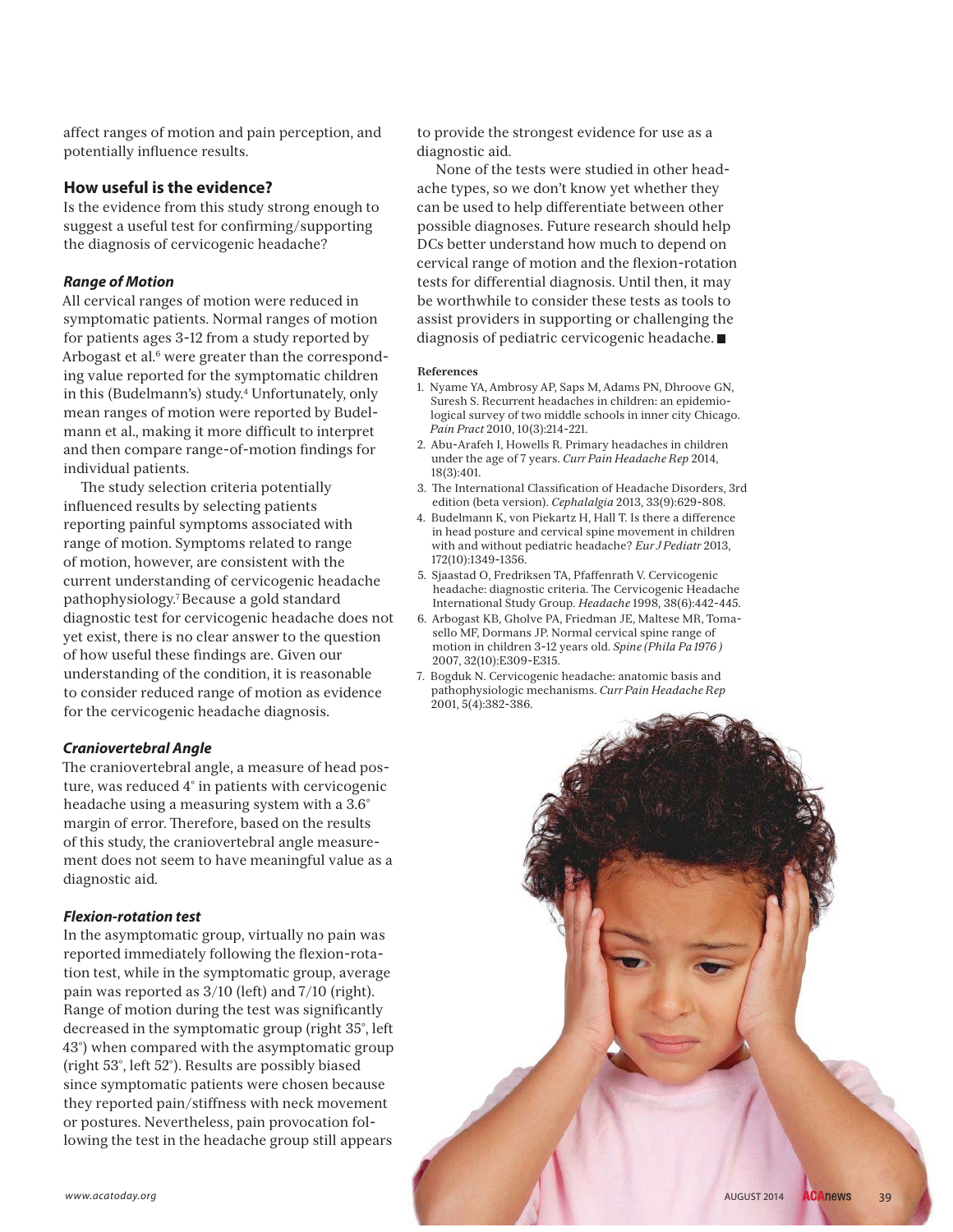affect ranges of motion and pain perception, and potentially influence results.

## How useful is the evidence?

Is the evidence from this study strong enough to suggest a useful test for confirming/supporting the diagnosis of cervicogenic headache?

### *Range of Motion*

All cervical ranges of motion were reduced in symptomatic patients. Normal ranges of motion for patients ages 3-12 from a study reported by Arbogast et al.[6] were greater than the corresponding value reported for the symptomatic children in this (Budelmann's) study.[4] Unfortunately, only mean ranges of motion were reported by Budelmann et al., making it more difficult to interpret and then compare range-of-motion findings for individual patients.

The study selection criteria potentially influenced results by selecting patients reporting painful symptoms associated with range of motion. Symptoms related to range of motion, however, are consistent with the current understanding of cervicogenic headache pathophysiology.[7] Because a gold standard diagnostic test for cervicogenic headache does not yet exist, there is no clear answer to the question of how useful these findings are. Given our understanding of the condition, it is reasonable to consider reduced range of motion as evidence for the cervicogenic headache diagnosis.

### *Craniovertebral Angle*

The craniovertebral angle, a measure of head posture, was reduced 4° in patients with cervicogenic headache using a measuring system with a 3.6° margin of error. Therefore, based on the results of this study, the craniovertebral angle measurement does not seem to have meaningful value as a diagnostic aid.

### *Flexion-rotation test*

In the asymptomatic group, virtually no pain was reported immediately following the flexion-rotation test, while in the symptomatic group, average pain was reported as 3/10 (left) and 7/10 (right). Range of motion during the test was significantly decreased in the symptomatic group (right 35°, left 43°) when compared with the asymptomatic group (right 53°, left 52°). Results are possibly biased since symptomatic patients were chosen because they reported pain/stiffness with neck movement or postures. Nevertheless, pain provocation following the test in the headache group still appears to provide the strongest evidence for use as a diagnostic aid.

None of the tests were studied in other headache types, so we don't know yet whether they can be used to help differentiate between other possible diagnoses. Future research should help DCs better understand how much to depend on cervical range of motion and the flexion-rotation tests for differential diagnosis. Until then, it may be worthwhile to consider these tests as tools to assist providers in supporting or challenging the diagnosis of pediatric cervicogenic headache. ■

**References**

1. Nyame YA, Ambrosy AP, Saps M, Adams PN, Dhroove GN, Suresh S. Recurrent headaches in children: an epidemiological survey of two middle schools in inner city Chicago. *Pain Pract* 2010, 10(3):214-221.
2. Abu-Arafeh I, Howells R. Primary headaches in children under the age of 7 years. *Curr Pain Headache Rep* 2014, 18(3):401.
3. The International Classification of Headache Disorders, 3rd edition (beta version). *Cephalalgia* 2013, 33(9):629-808.
4. Budelmann K, von Piekartz H, Hall T. Is there a difference in head posture and cervical spine movement in children with and without pediatric headache? *Eur J Pediatr* 2013, 172(10):1349-1356.
5. Sjaastad O, Fredriksen TA, Pfaffenrath V. Cervicogenic headache: diagnostic criteria. The Cervicogenic Headache International Study Group. *Headache* 1998, 38(6):442-445.
6. Arbogast KB, Gholve PA, Friedman JE, Maltese MR, Tomasello MF, Dormans JP. Normal cervical spine range of motion in children 3-12 years old. *Spine (Phila Pa 1976 )* 2007, 32(10):E309-E315.
7. Bogduk N. Cervicogenic headache: anatomic basis and pathophysiologic mechanisms. *Curr Pain Headache Rep* 2001, 5(4):382-386.